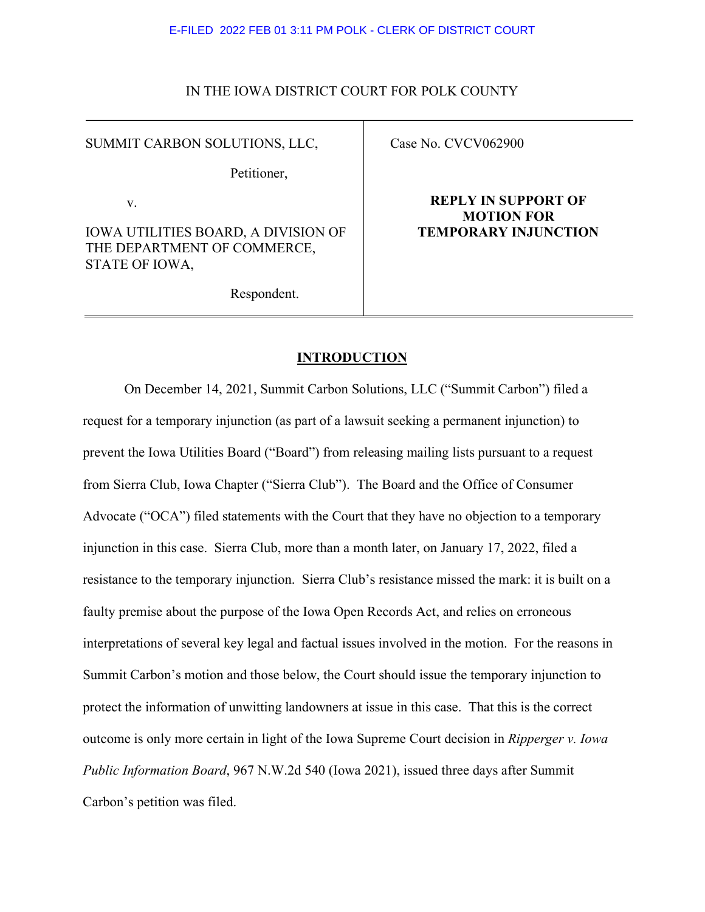E-FILED 2022 FEB 01 3:11 PM POLK - CLERK OF DISTRICT COURT

IN THE IOWA DISTRICT COURT FOR POLK COUNTY

| | |
|---|---|
| SUMMIT CARBON SOLUTIONS, LLC,<br><br>Petitioner,<br><br>v.<br><br>IOWA UTILITIES BOARD, A DIVISION OF THE DEPARTMENT OF COMMERCE, STATE OF IOWA,<br><br>Respondent. | Case No. CVCV062900<br><br>**REPLY IN SUPPORT OF MOTION FOR TEMPORARY INJUNCTION** |

## INTRODUCTION

On December 14, 2021, Summit Carbon Solutions, LLC ("Summit Carbon") filed a request for a temporary injunction (as part of a lawsuit seeking a permanent injunction) to prevent the Iowa Utilities Board ("Board") from releasing mailing lists pursuant to a request from Sierra Club, Iowa Chapter ("Sierra Club"). The Board and the Office of Consumer Advocate ("OCA") filed statements with the Court that they have no objection to a temporary injunction in this case. Sierra Club, more than a month later, on January 17, 2022, filed a resistance to the temporary injunction. Sierra Club's resistance missed the mark: it is built on a faulty premise about the purpose of the Iowa Open Records Act, and relies on erroneous interpretations of several key legal and factual issues involved in the motion. For the reasons in Summit Carbon's motion and those below, the Court should issue the temporary injunction to protect the information of unwitting landowners at issue in this case. That this is the correct outcome is only more certain in light of the Iowa Supreme Court decision in *Ripperger v. Iowa Public Information Board*, 967 N.W.2d 540 (Iowa 2021), issued three days after Summit Carbon's petition was filed.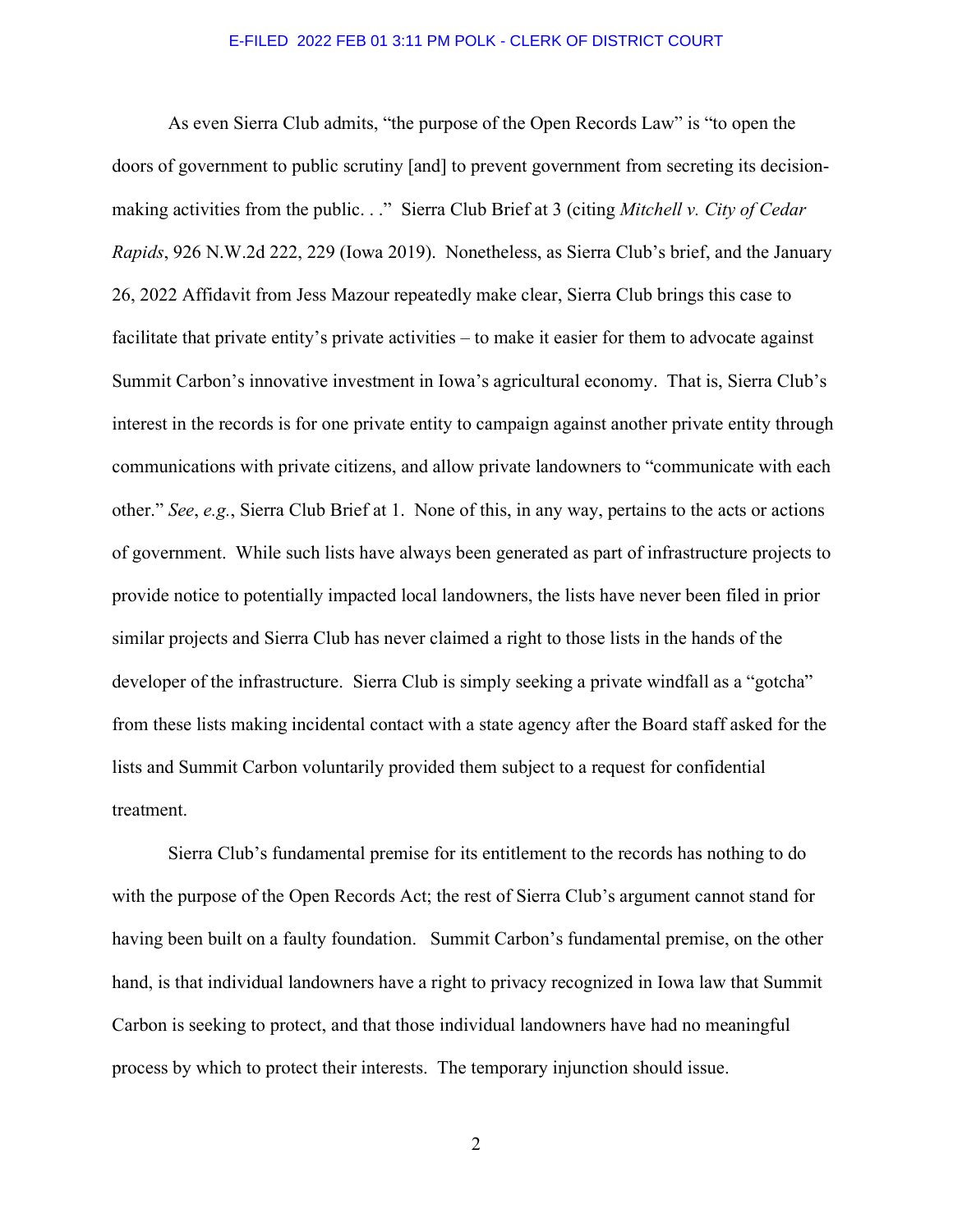As even Sierra Club admits, "the purpose of the Open Records Law" is "to open the doors of government to public scrutiny [and] to prevent government from secreting its decision-making activities from the public. . ." Sierra Club Brief at 3 (citing *Mitchell v. City of Cedar Rapids*, 926 N.W.2d 222, 229 (Iowa 2019). Nonetheless, as Sierra Club's brief, and the January 26, 2022 Affidavit from Jess Mazour repeatedly make clear, Sierra Club brings this case to facilitate that private entity's private activities – to make it easier for them to advocate against Summit Carbon's innovative investment in Iowa's agricultural economy. That is, Sierra Club's interest in the records is for one private entity to campaign against another private entity through communications with private citizens, and allow private landowners to "communicate with each other." *See*, *e.g.*, Sierra Club Brief at 1. None of this, in any way, pertains to the acts or actions of government. While such lists have always been generated as part of infrastructure projects to provide notice to potentially impacted local landowners, the lists have never been filed in prior similar projects and Sierra Club has never claimed a right to those lists in the hands of the developer of the infrastructure. Sierra Club is simply seeking a private windfall as a "gotcha" from these lists making incidental contact with a state agency after the Board staff asked for the lists and Summit Carbon voluntarily provided them subject to a request for confidential treatment.

Sierra Club's fundamental premise for its entitlement to the records has nothing to do with the purpose of the Open Records Act; the rest of Sierra Club's argument cannot stand for having been built on a faulty foundation. Summit Carbon's fundamental premise, on the other hand, is that individual landowners have a right to privacy recognized in Iowa law that Summit Carbon is seeking to protect, and that those individual landowners have had no meaningful process by which to protect their interests. The temporary injunction should issue.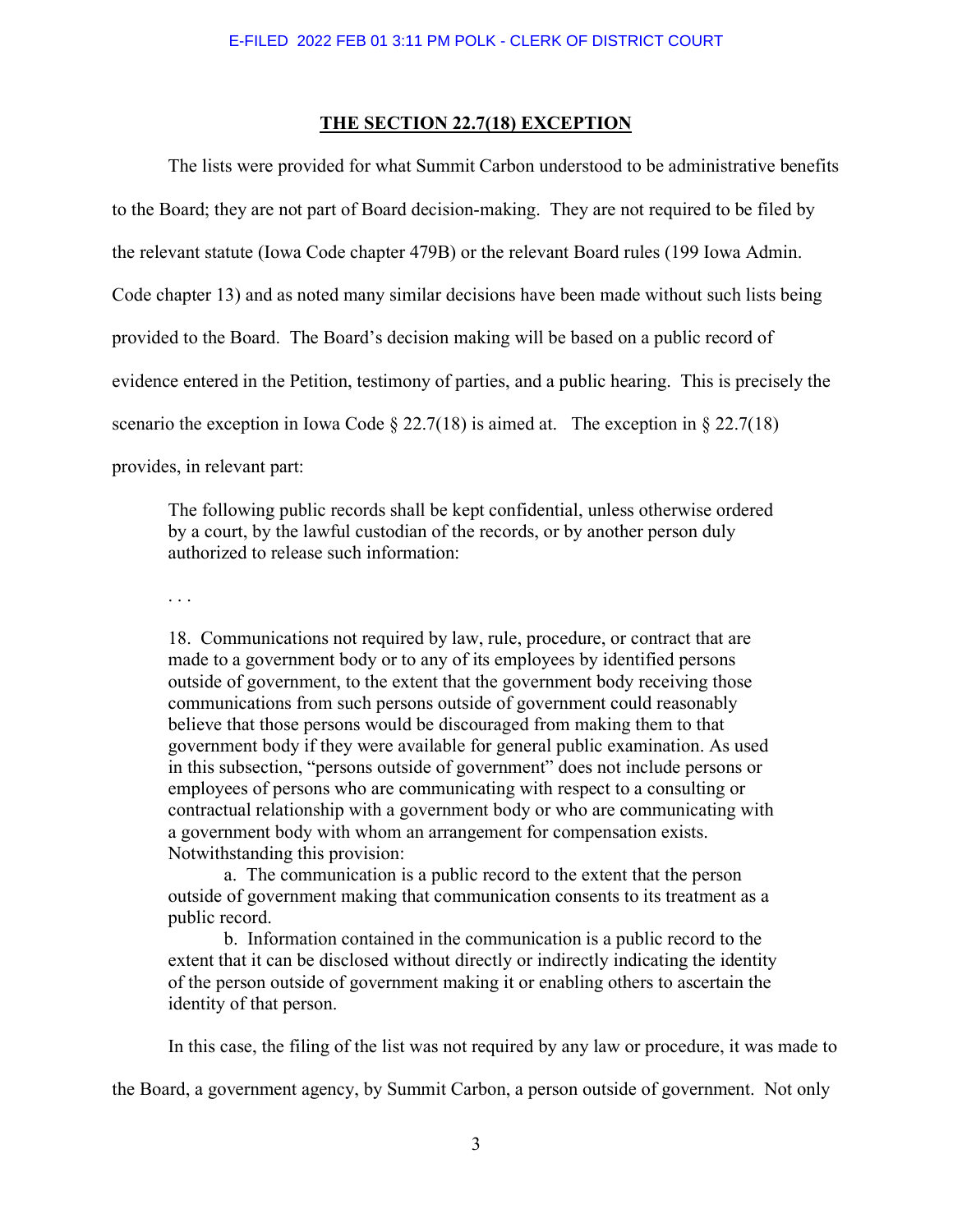## THE SECTION 22.7(18) EXCEPTION

The lists were provided for what Summit Carbon understood to be administrative benefits to the Board; they are not part of Board decision-making. They are not required to be filed by the relevant statute (Iowa Code chapter 479B) or the relevant Board rules (199 Iowa Admin. Code chapter 13) and as noted many similar decisions have been made without such lists being provided to the Board. The Board's decision making will be based on a public record of evidence entered in the Petition, testimony of parties, and a public hearing. This is precisely the scenario the exception in Iowa Code § 22.7(18) is aimed at. The exception in § 22.7(18) provides, in relevant part:

> The following public records shall be kept confidential, unless otherwise ordered by a court, by the lawful custodian of the records, or by another person duly authorized to release such information:
>
> . . .
>
> 18. Communications not required by law, rule, procedure, or contract that are made to a government body or to any of its employees by identified persons outside of government, to the extent that the government body receiving those communications from such persons outside of government could reasonably believe that those persons would be discouraged from making them to that government body if they were available for general public examination. As used in this subsection, "persons outside of government" does not include persons or employees of persons who are communicating with respect to a consulting or contractual relationship with a government body or who are communicating with a government body with whom an arrangement for compensation exists. Notwithstanding this provision:
>
> a. The communication is a public record to the extent that the person outside of government making that communication consents to its treatment as a public record.
>
> b. Information contained in the communication is a public record to the extent that it can be disclosed without directly or indirectly indicating the identity of the person outside of government making it or enabling others to ascertain the identity of that person.

In this case, the filing of the list was not required by any law or procedure, it was made to the Board, a government agency, by Summit Carbon, a person outside of government. Not only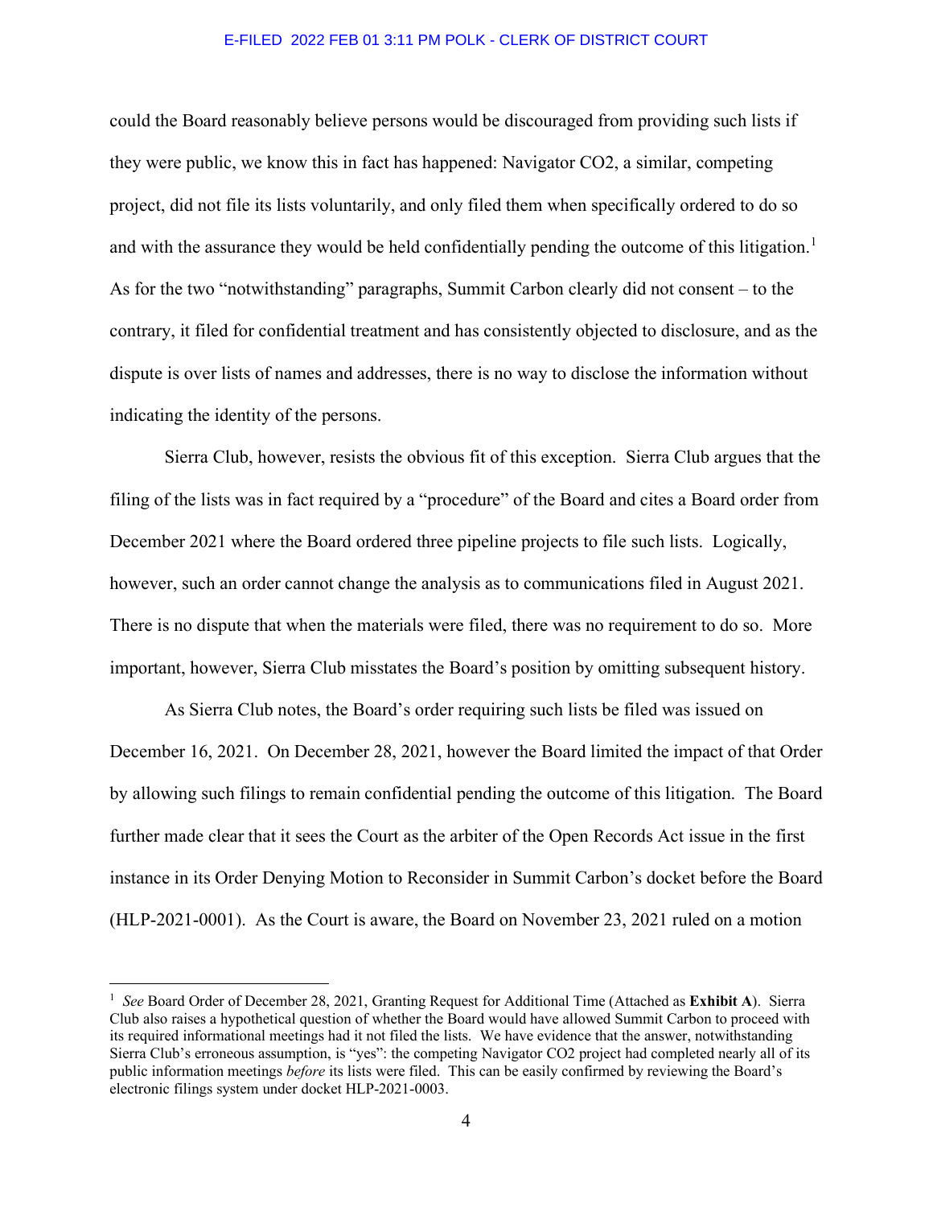could the Board reasonably believe persons would be discouraged from providing such lists if they were public, we know this in fact has happened: Navigator CO2, a similar, competing project, did not file its lists voluntarily, and only filed them when specifically ordered to do so and with the assurance they would be held confidentially pending the outcome of this litigation.[1] As for the two "notwithstanding" paragraphs, Summit Carbon clearly did not consent – to the contrary, it filed for confidential treatment and has consistently objected to disclosure, and as the dispute is over lists of names and addresses, there is no way to disclose the information without indicating the identity of the persons.

Sierra Club, however, resists the obvious fit of this exception. Sierra Club argues that the filing of the lists was in fact required by a "procedure" of the Board and cites a Board order from December 2021 where the Board ordered three pipeline projects to file such lists. Logically, however, such an order cannot change the analysis as to communications filed in August 2021. There is no dispute that when the materials were filed, there was no requirement to do so. More important, however, Sierra Club misstates the Board's position by omitting subsequent history.

As Sierra Club notes, the Board's order requiring such lists be filed was issued on December 16, 2021. On December 28, 2021, however the Board limited the impact of that Order by allowing such filings to remain confidential pending the outcome of this litigation. The Board further made clear that it sees the Court as the arbiter of the Open Records Act issue in the first instance in its Order Denying Motion to Reconsider in Summit Carbon's docket before the Board (HLP-2021-0001). As the Court is aware, the Board on November 23, 2021 ruled on a motion

---

[1] *See* Board Order of December 28, 2021, Granting Request for Additional Time (Attached as **Exhibit A**). Sierra Club also raises a hypothetical question of whether the Board would have allowed Summit Carbon to proceed with its required informational meetings had it not filed the lists. We have evidence that the answer, notwithstanding Sierra Club's erroneous assumption, is "yes": the competing Navigator CO2 project had completed nearly all of its public information meetings *before* its lists were filed. This can be easily confirmed by reviewing the Board's electronic filings system under docket HLP-2021-0003.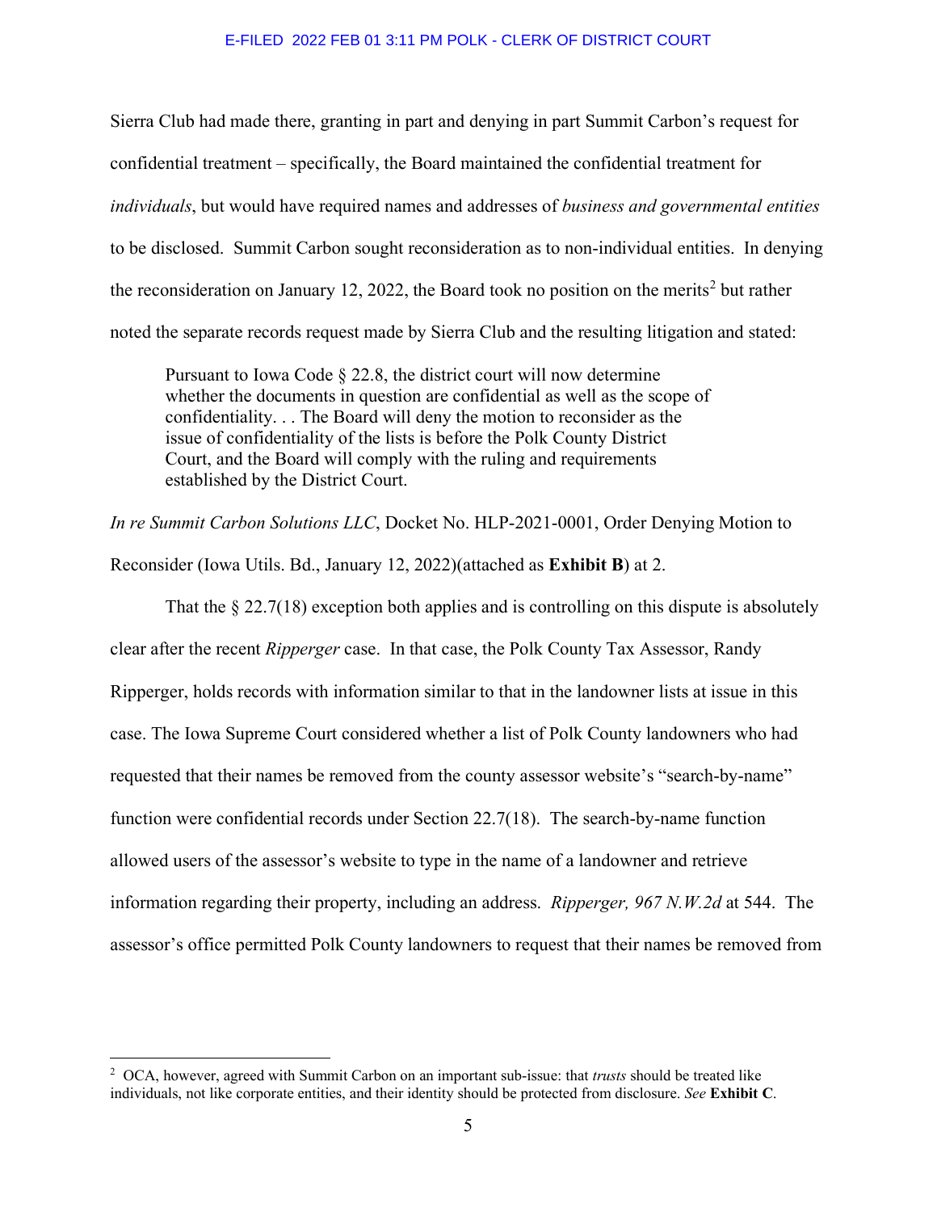Sierra Club had made there, granting in part and denying in part Summit Carbon's request for confidential treatment – specifically, the Board maintained the confidential treatment for *individuals*, but would have required names and addresses of *business and governmental entities* to be disclosed. Summit Carbon sought reconsideration as to non-individual entities. In denying the reconsideration on January 12, 2022, the Board took no position on the merits[2] but rather noted the separate records request made by Sierra Club and the resulting litigation and stated:

> Pursuant to Iowa Code § 22.8, the district court will now determine whether the documents in question are confidential as well as the scope of confidentiality. . . The Board will deny the motion to reconsider as the issue of confidentiality of the lists is before the Polk County District Court, and the Board will comply with the ruling and requirements established by the District Court.

*In re Summit Carbon Solutions LLC*, Docket No. HLP-2021-0001, Order Denying Motion to Reconsider (Iowa Utils. Bd., January 12, 2022)(attached as **Exhibit B**) at 2.

That the § 22.7(18) exception both applies and is controlling on this dispute is absolutely clear after the recent *Ripperger* case. In that case, the Polk County Tax Assessor, Randy Ripperger, holds records with information similar to that in the landowner lists at issue in this case. The Iowa Supreme Court considered whether a list of Polk County landowners who had requested that their names be removed from the county assessor website's "search-by-name" function were confidential records under Section 22.7(18). The search-by-name function allowed users of the assessor's website to type in the name of a landowner and retrieve information regarding their property, including an address. *Ripperger, 967 N.W.2d* at 544. The assessor's office permitted Polk County landowners to request that their names be removed from

---

[2] OCA, however, agreed with Summit Carbon on an important sub-issue: that *trusts* should be treated like individuals, not like corporate entities, and their identity should be protected from disclosure. *See* **Exhibit C**.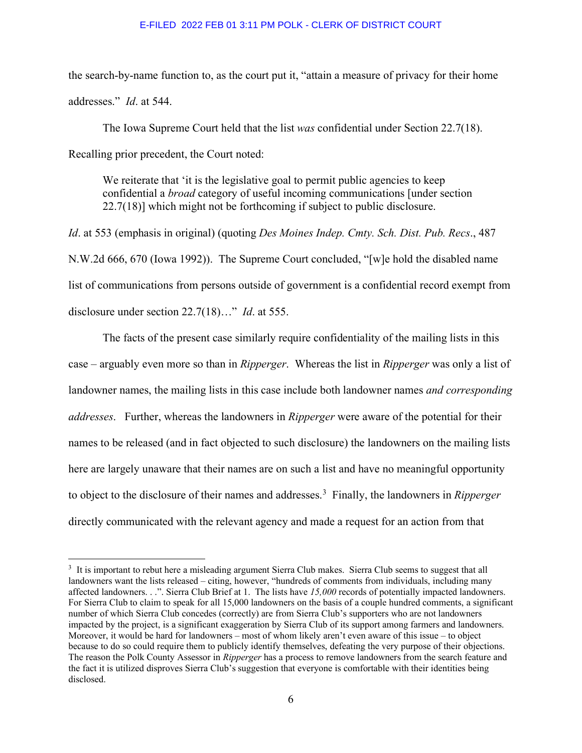the search-by-name function to, as the court put it, "attain a measure of privacy for their home addresses." *Id*. at 544.

The Iowa Supreme Court held that the list *was* confidential under Section 22.7(18). Recalling prior precedent, the Court noted:

> We reiterate that 'it is the legislative goal to permit public agencies to keep confidential a *broad* category of useful incoming communications [under section 22.7(18)] which might not be forthcoming if subject to public disclosure.

*Id*. at 553 (emphasis in original) (quoting *Des Moines Indep. Cmty. Sch. Dist. Pub. Recs*., 487 N.W.2d 666, 670 (Iowa 1992)). The Supreme Court concluded, "[w]e hold the disabled name list of communications from persons outside of government is a confidential record exempt from disclosure under section 22.7(18)…" *Id*. at 555.

The facts of the present case similarly require confidentiality of the mailing lists in this case – arguably even more so than in *Ripperger*. Whereas the list in *Ripperger* was only a list of landowner names, the mailing lists in this case include both landowner names *and corresponding addresses*. Further, whereas the landowners in *Ripperger* were aware of the potential for their names to be released (and in fact objected to such disclosure) the landowners on the mailing lists here are largely unaware that their names are on such a list and have no meaningful opportunity to object to the disclosure of their names and addresses.[3] Finally, the landowners in *Ripperger* directly communicated with the relevant agency and made a request for an action from that

---

[3] It is important to rebut here a misleading argument Sierra Club makes. Sierra Club seems to suggest that all landowners want the lists released – citing, however, "hundreds of comments from individuals, including many affected landowners. . .". Sierra Club Brief at 1. The lists have *15,000* records of potentially impacted landowners. For Sierra Club to claim to speak for all 15,000 landowners on the basis of a couple hundred comments, a significant number of which Sierra Club concedes (correctly) are from Sierra Club's supporters who are not landowners impacted by the project, is a significant exaggeration by Sierra Club of its support among farmers and landowners. Moreover, it would be hard for landowners – most of whom likely aren't even aware of this issue – to object because to do so could require them to publicly identify themselves, defeating the very purpose of their objections. The reason the Polk County Assessor in *Ripperger* has a process to remove landowners from the search feature and the fact it is utilized disproves Sierra Club's suggestion that everyone is comfortable with their identities being disclosed.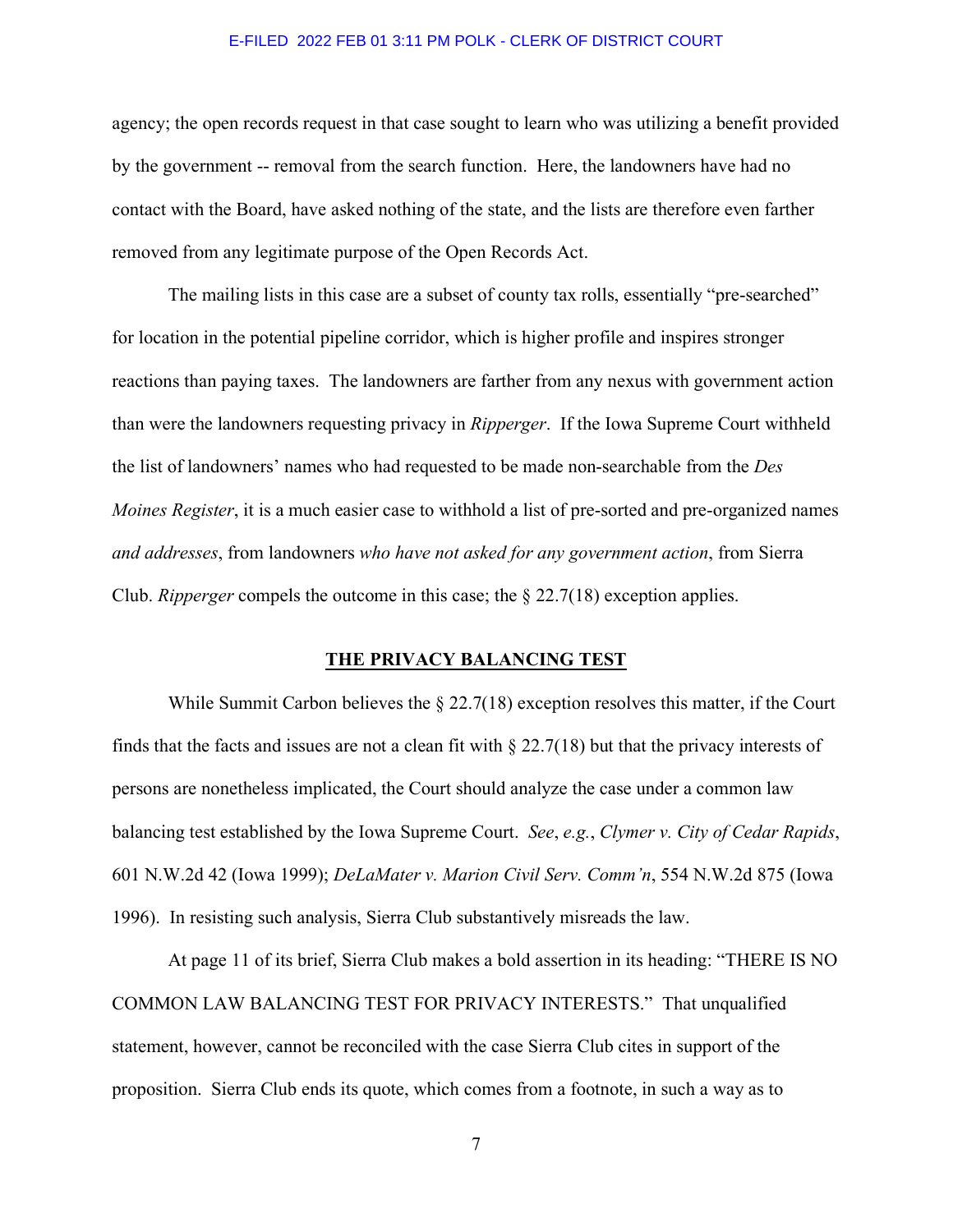agency; the open records request in that case sought to learn who was utilizing a benefit provided by the government -- removal from the search function. Here, the landowners have had no contact with the Board, have asked nothing of the state, and the lists are therefore even farther removed from any legitimate purpose of the Open Records Act.

The mailing lists in this case are a subset of county tax rolls, essentially "pre-searched" for location in the potential pipeline corridor, which is higher profile and inspires stronger reactions than paying taxes. The landowners are farther from any nexus with government action than were the landowners requesting privacy in *Ripperger*. If the Iowa Supreme Court withheld the list of landowners' names who had requested to be made non-searchable from the *Des Moines Register*, it is a much easier case to withhold a list of pre-sorted and pre-organized names *and addresses*, from landowners *who have not asked for any government action*, from Sierra Club. *Ripperger* compels the outcome in this case; the § 22.7(18) exception applies.

## THE PRIVACY BALANCING TEST

While Summit Carbon believes the § 22.7(18) exception resolves this matter, if the Court finds that the facts and issues are not a clean fit with § 22.7(18) but that the privacy interests of persons are nonetheless implicated, the Court should analyze the case under a common law balancing test established by the Iowa Supreme Court. *See*, *e.g.*, *Clymer v. City of Cedar Rapids*, 601 N.W.2d 42 (Iowa 1999); *DeLaMater v. Marion Civil Serv. Comm'n*, 554 N.W.2d 875 (Iowa 1996). In resisting such analysis, Sierra Club substantively misreads the law.

At page 11 of its brief, Sierra Club makes a bold assertion in its heading: "THERE IS NO COMMON LAW BALANCING TEST FOR PRIVACY INTERESTS." That unqualified statement, however, cannot be reconciled with the case Sierra Club cites in support of the proposition. Sierra Club ends its quote, which comes from a footnote, in such a way as to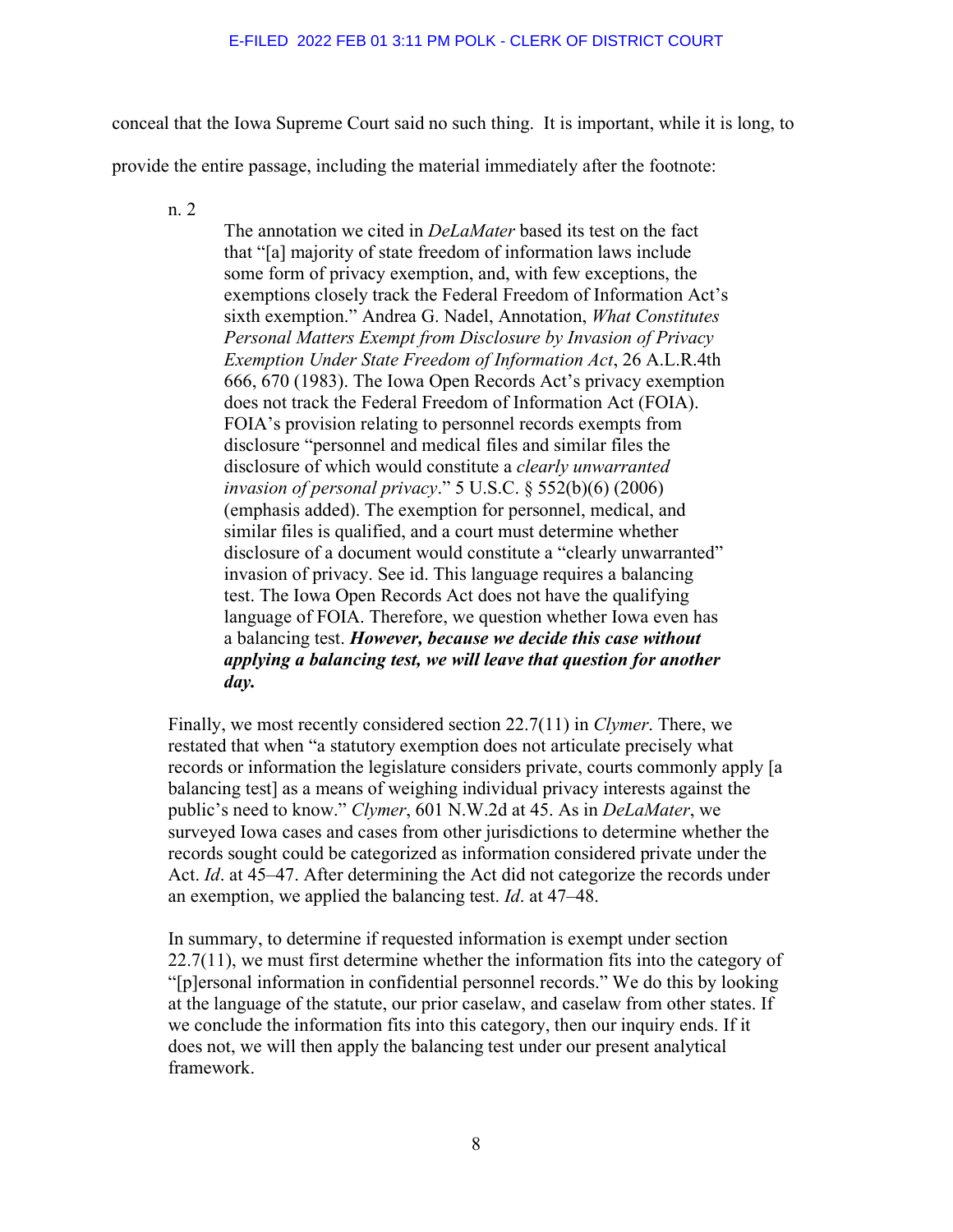conceal that the Iowa Supreme Court said no such thing. It is important, while it is long, to provide the entire passage, including the material immediately after the footnote:

> n. 2
>
> > The annotation we cited in *DeLaMater* based its test on the fact that "[a] majority of state freedom of information laws include some form of privacy exemption, and, with few exceptions, the exemptions closely track the Federal Freedom of Information Act's sixth exemption." Andrea G. Nadel, Annotation, *What Constitutes Personal Matters Exempt from Disclosure by Invasion of Privacy Exemption Under State Freedom of Information Act*, 26 A.L.R.4th 666, 670 (1983). The Iowa Open Records Act's privacy exemption does not track the Federal Freedom of Information Act (FOIA). FOIA's provision relating to personnel records exempts from disclosure "personnel and medical files and similar files the disclosure of which would constitute a *clearly unwarranted invasion of personal privacy*." 5 U.S.C. § 552(b)(6) (2006) (emphasis added). The exemption for personnel, medical, and similar files is qualified, and a court must determine whether disclosure of a document would constitute a "clearly unwarranted" invasion of privacy. See id. This language requires a balancing test. The Iowa Open Records Act does not have the qualifying language of FOIA. Therefore, we question whether Iowa even has a balancing test. ***However, because we decide this case without applying a balancing test, we will leave that question for another day.***
>
> Finally, we most recently considered section 22.7(11) in *Clymer*. There, we restated that when "a statutory exemption does not articulate precisely what records or information the legislature considers private, courts commonly apply [a balancing test] as a means of weighing individual privacy interests against the public's need to know." *Clymer*, 601 N.W.2d at 45. As in *DeLaMater*, we surveyed Iowa cases and cases from other jurisdictions to determine whether the records sought could be categorized as information considered private under the Act. *Id*. at 45–47. After determining the Act did not categorize the records under an exemption, we applied the balancing test. *Id*. at 47–48.
>
> In summary, to determine if requested information is exempt under section 22.7(11), we must first determine whether the information fits into the category of "[p]ersonal information in confidential personnel records." We do this by looking at the language of the statute, our prior caselaw, and caselaw from other states. If we conclude the information fits into this category, then our inquiry ends. If it does not, we will then apply the balancing test under our present analytical framework.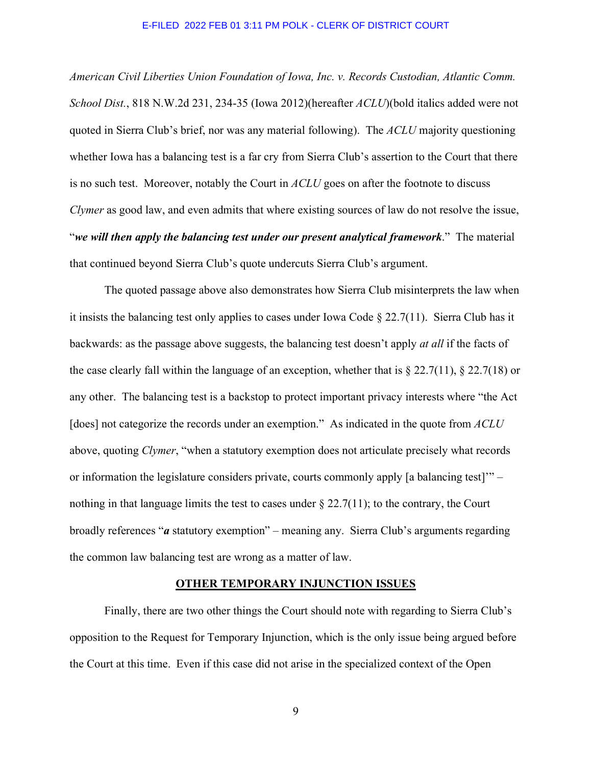*American Civil Liberties Union Foundation of Iowa, Inc. v. Records Custodian, Atlantic Comm. School Dist.*, 818 N.W.2d 231, 234-35 (Iowa 2012)(hereafter *ACLU*)(bold italics added were not quoted in Sierra Club's brief, nor was any material following). The *ACLU* majority questioning whether Iowa has a balancing test is a far cry from Sierra Club's assertion to the Court that there is no such test. Moreover, notably the Court in *ACLU* goes on after the footnote to discuss *Clymer* as good law, and even admits that where existing sources of law do not resolve the issue, "***we will then apply the balancing test under our present analytical framework***." The material that continued beyond Sierra Club's quote undercuts Sierra Club's argument.

The quoted passage above also demonstrates how Sierra Club misinterprets the law when it insists the balancing test only applies to cases under Iowa Code § 22.7(11). Sierra Club has it backwards: as the passage above suggests, the balancing test doesn't apply *at all* if the facts of the case clearly fall within the language of an exception, whether that is § 22.7(11), § 22.7(18) or any other. The balancing test is a backstop to protect important privacy interests where "the Act [does] not categorize the records under an exemption." As indicated in the quote from *ACLU* above, quoting *Clymer*, "when a statutory exemption does not articulate precisely what records or information the legislature considers private, courts commonly apply [a balancing test]'" – nothing in that language limits the test to cases under § 22.7(11); to the contrary, the Court broadly references "***a*** statutory exemption" – meaning any. Sierra Club's arguments regarding the common law balancing test are wrong as a matter of law.

## OTHER TEMPORARY INJUNCTION ISSUES

Finally, there are two other things the Court should note with regarding to Sierra Club's opposition to the Request for Temporary Injunction, which is the only issue being argued before the Court at this time. Even if this case did not arise in the specialized context of the Open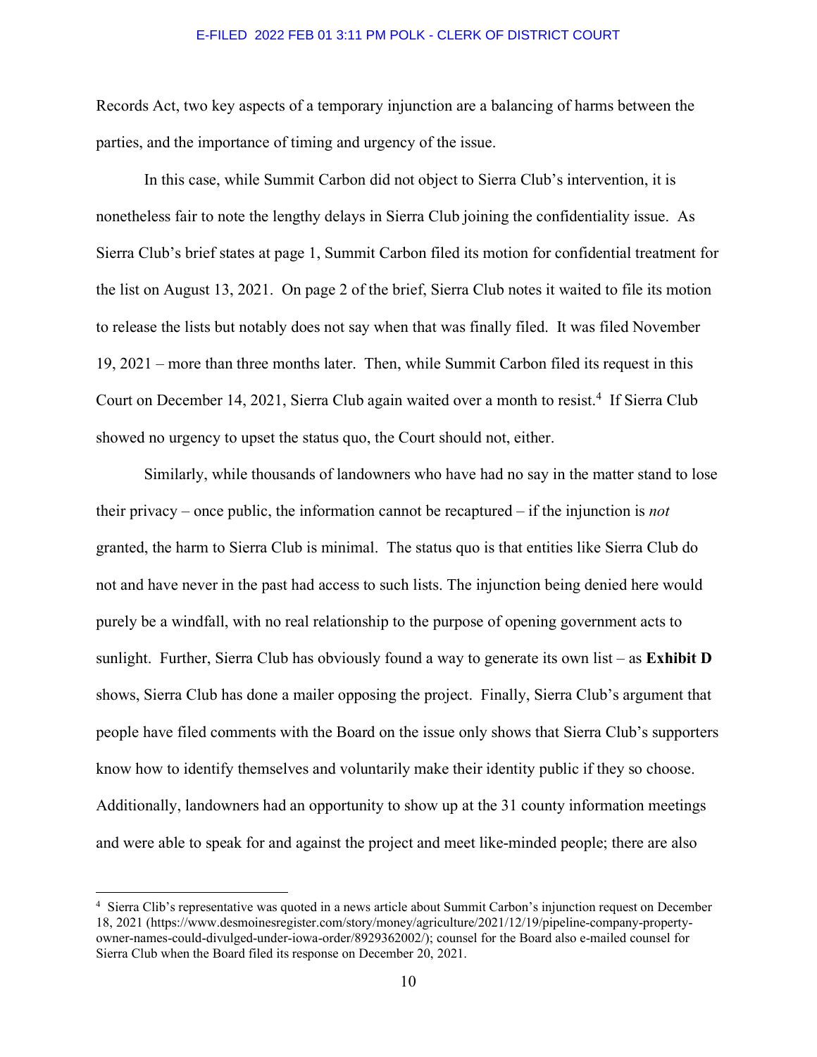Records Act, two key aspects of a temporary injunction are a balancing of harms between the parties, and the importance of timing and urgency of the issue.

In this case, while Summit Carbon did not object to Sierra Club's intervention, it is nonetheless fair to note the lengthy delays in Sierra Club joining the confidentiality issue. As Sierra Club's brief states at page 1, Summit Carbon filed its motion for confidential treatment for the list on August 13, 2021. On page 2 of the brief, Sierra Club notes it waited to file its motion to release the lists but notably does not say when that was finally filed. It was filed November 19, 2021 – more than three months later. Then, while Summit Carbon filed its request in this Court on December 14, 2021, Sierra Club again waited over a month to resist.[4] If Sierra Club showed no urgency to upset the status quo, the Court should not, either.

Similarly, while thousands of landowners who have had no say in the matter stand to lose their privacy – once public, the information cannot be recaptured – if the injunction is *not* granted, the harm to Sierra Club is minimal. The status quo is that entities like Sierra Club do not and have never in the past had access to such lists. The injunction being denied here would purely be a windfall, with no real relationship to the purpose of opening government acts to sunlight. Further, Sierra Club has obviously found a way to generate its own list – as **Exhibit D** shows, Sierra Club has done a mailer opposing the project. Finally, Sierra Club's argument that people have filed comments with the Board on the issue only shows that Sierra Club's supporters know how to identify themselves and voluntarily make their identity public if they so choose. Additionally, landowners had an opportunity to show up at the 31 county information meetings and were able to speak for and against the project and meet like-minded people; there are also

[4] Sierra Clib's representative was quoted in a news article about Summit Carbon's injunction request on December 18, 2021 (https://www.desmoinesregister.com/story/money/agriculture/2021/12/19/pipeline-company-property-owner-names-could-divulged-under-iowa-order/8929362002/); counsel for the Board also e-mailed counsel for Sierra Club when the Board filed its response on December 20, 2021.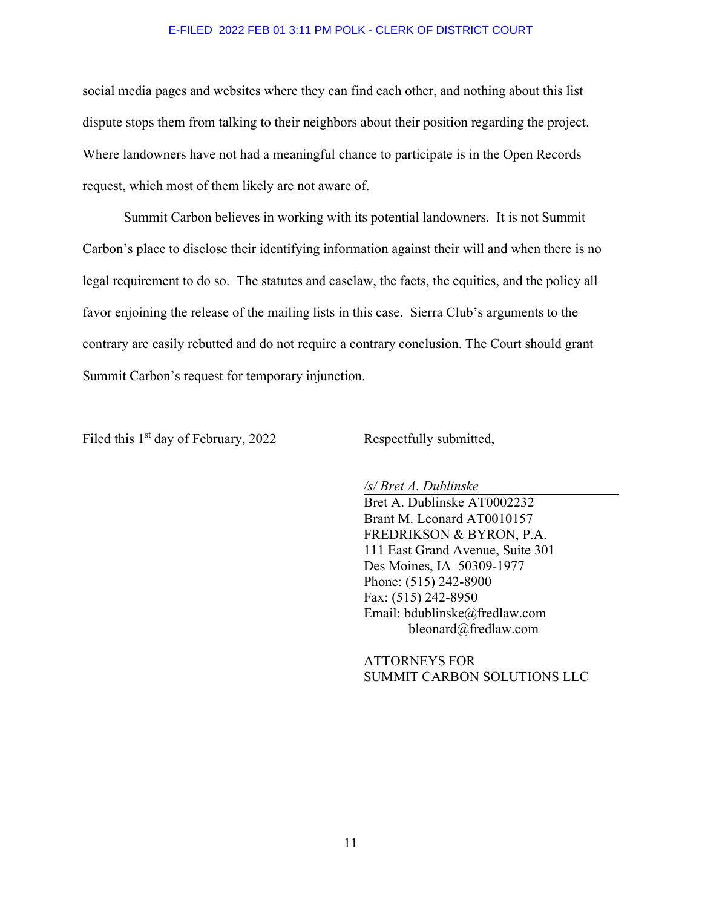social media pages and websites where they can find each other, and nothing about this list dispute stops them from talking to their neighbors about their position regarding the project. Where landowners have not had a meaningful chance to participate is in the Open Records request, which most of them likely are not aware of.

Summit Carbon believes in working with its potential landowners. It is not Summit Carbon's place to disclose their identifying information against their will and when there is no legal requirement to do so. The statutes and caselaw, the facts, the equities, and the policy all favor enjoining the release of the mailing lists in this case. Sierra Club's arguments to the contrary are easily rebutted and do not require a contrary conclusion. The Court should grant Summit Carbon's request for temporary injunction.

Filed this 1st day of February, 2022

Respectfully submitted,

*/s/ Bret A. Dublinske*
Bret A. Dublinske AT0002232
Brant M. Leonard AT0010157
FREDRIKSON & BYRON, P.A.
111 East Grand Avenue, Suite 301
Des Moines, IA 50309-1977
Phone: (515) 242-8900
Fax: (515) 242-8950
Email: bdublinske@fredlaw.com
bleonard@fredlaw.com

ATTORNEYS FOR
SUMMIT CARBON SOLUTIONS LLC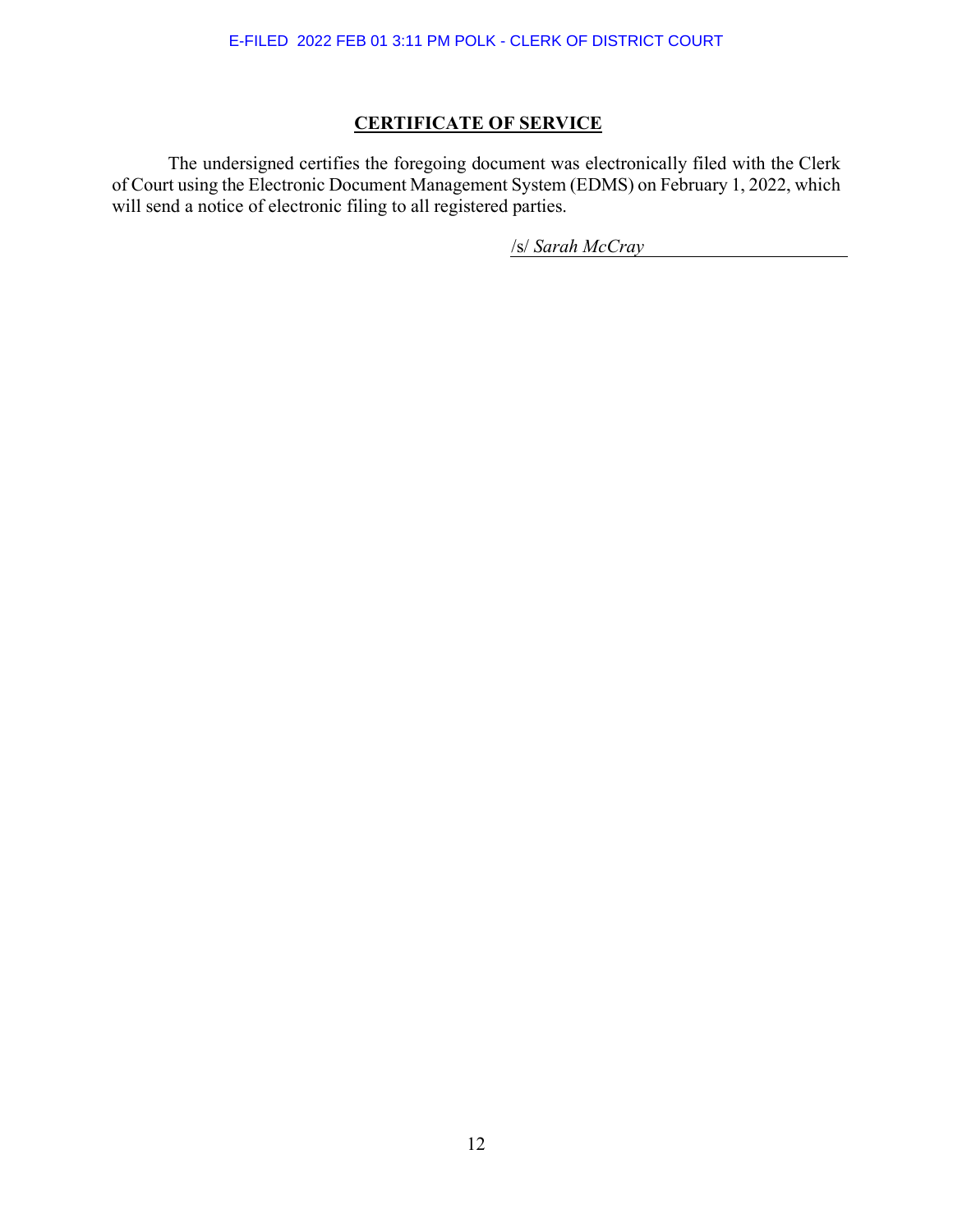## CERTIFICATE OF SERVICE

The undersigned certifies the foregoing document was electronically filed with the Clerk of Court using the Electronic Document Management System (EDMS) on February 1, 2022, which will send a notice of electronic filing to all registered parties.

/s/ *Sarah McCray*